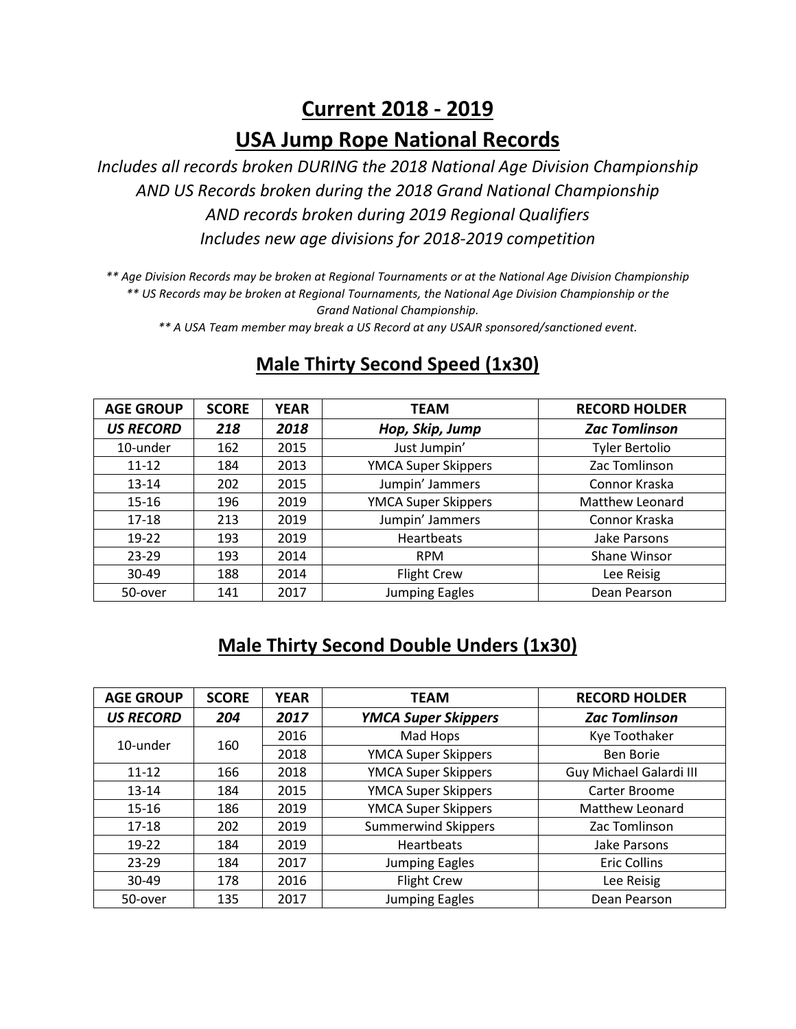# Current 2018 - 2019

# USA Jump Rope National Records

*Includes all records broken DURING the 2018 National Age Division Championship*
*AND US Records broken during the 2018 Grand National Championship*
*AND records broken during 2019 Regional Qualifiers*
*Includes new age divisions for 2018-2019 competition*

*** Age Division Records may be broken at Regional Tournaments or at the National Age Division Championship*
*** US Records may be broken at Regional Tournaments, the National Age Division Championship or the Grand National Championship.*
*** A USA Team member may break a US Record at any USAJR sponsored/sanctioned event.*

## Male Thirty Second Speed (1x30)

| AGE GROUP | SCORE | YEAR | TEAM | RECORD HOLDER |
|---|---|---|---|---|
| ***US RECORD*** | ***218*** | ***2018*** | ***Hop, Skip, Jump*** | ***Zac Tomlinson*** |
| 10-under | 162 | 2015 | Just Jumpin' | Tyler Bertolio |
| 11-12 | 184 | 2013 | YMCA Super Skippers | Zac Tomlinson |
| 13-14 | 202 | 2015 | Jumpin' Jammers | Connor Kraska |
| 15-16 | 196 | 2019 | YMCA Super Skippers | Matthew Leonard |
| 17-18 | 213 | 2019 | Jumpin' Jammers | Connor Kraska |
| 19-22 | 193 | 2019 | Heartbeats | Jake Parsons |
| 23-29 | 193 | 2014 | RPM | Shane Winsor |
| 30-49 | 188 | 2014 | Flight Crew | Lee Reisig |
| 50-over | 141 | 2017 | Jumping Eagles | Dean Pearson |

## Male Thirty Second Double Unders (1x30)

| AGE GROUP | SCORE | YEAR | TEAM | RECORD HOLDER |
|---|---|---|---|---|
| ***US RECORD*** | ***204*** | ***2017*** | ***YMCA Super Skippers*** | ***Zac Tomlinson*** |
| 10-under | 160 | 2016 | Mad Hops | Kye Toothaker |
| | | 2018 | YMCA Super Skippers | Ben Borie |
| 11-12 | 166 | 2018 | YMCA Super Skippers | Guy Michael Galardi III |
| 13-14 | 184 | 2015 | YMCA Super Skippers | Carter Broome |
| 15-16 | 186 | 2019 | YMCA Super Skippers | Matthew Leonard |
| 17-18 | 202 | 2019 | Summerwind Skippers | Zac Tomlinson |
| 19-22 | 184 | 2019 | Heartbeats | Jake Parsons |
| 23-29 | 184 | 2017 | Jumping Eagles | Eric Collins |
| 30-49 | 178 | 2016 | Flight Crew | Lee Reisig |
| 50-over | 135 | 2017 | Jumping Eagles | Dean Pearson |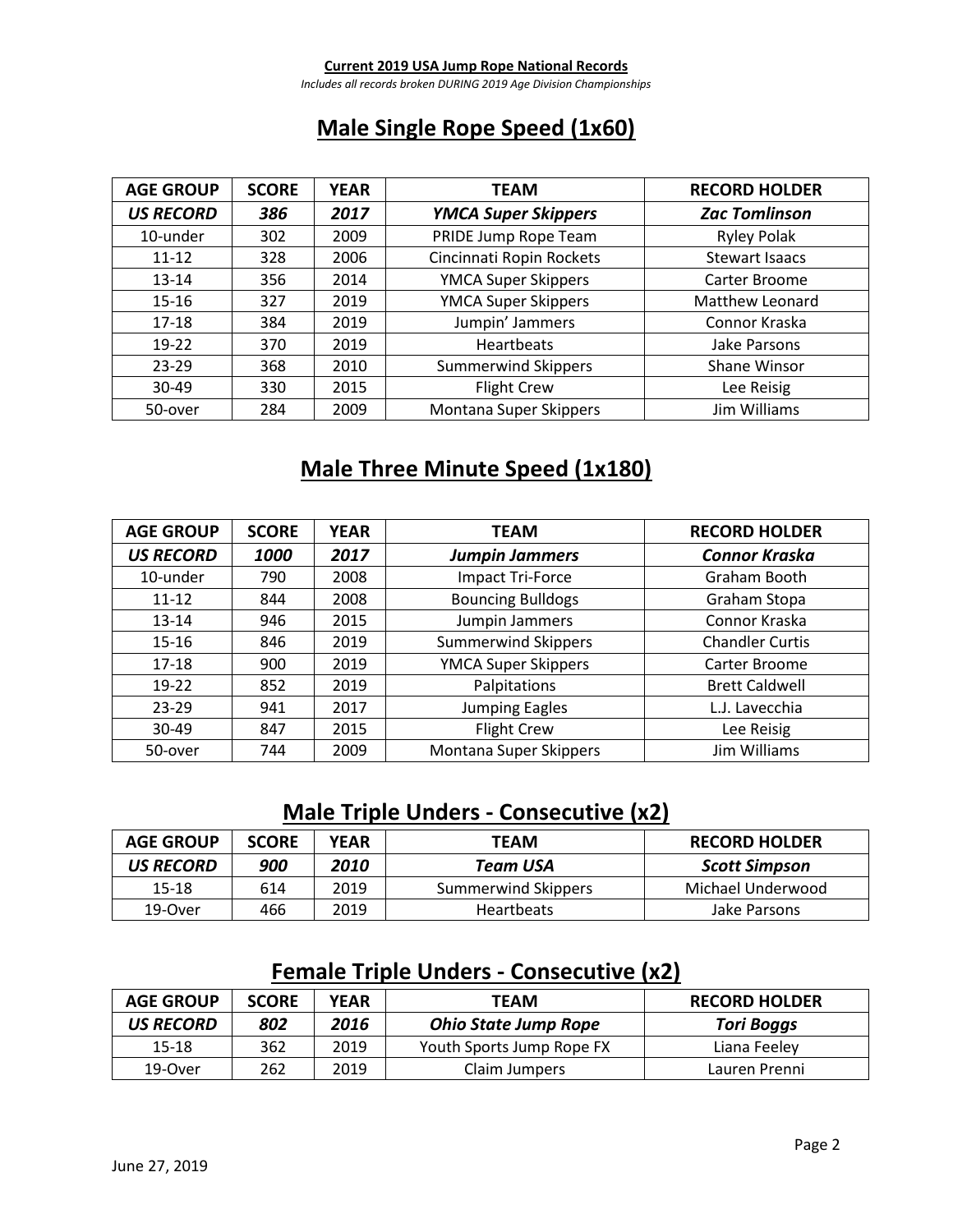**Current 2019 USA Jump Rope National Records**

*Includes all records broken DURING 2019 Age Division Championships*

## Male Single Rope Speed (1x60)

| AGE GROUP | SCORE | YEAR | TEAM | RECORD HOLDER |
|---|---|---|---|---|
| ***US RECORD*** | ***386*** | ***2017*** | ***YMCA Super Skippers*** | ***Zac Tomlinson*** |
| 10-under | 302 | 2009 | PRIDE Jump Rope Team | Ryley Polak |
| 11-12 | 328 | 2006 | Cincinnati Ropin Rockets | Stewart Isaacs |
| 13-14 | 356 | 2014 | YMCA Super Skippers | Carter Broome |
| 15-16 | 327 | 2019 | YMCA Super Skippers | Matthew Leonard |
| 17-18 | 384 | 2019 | Jumpin' Jammers | Connor Kraska |
| 19-22 | 370 | 2019 | Heartbeats | Jake Parsons |
| 23-29 | 368 | 2010 | Summerwind Skippers | Shane Winsor |
| 30-49 | 330 | 2015 | Flight Crew | Lee Reisig |
| 50-over | 284 | 2009 | Montana Super Skippers | Jim Williams |

## Male Three Minute Speed (1x180)

| AGE GROUP | SCORE | YEAR | TEAM | RECORD HOLDER |
|---|---|---|---|---|
| ***US RECORD*** | ***1000*** | ***2017*** | ***Jumpin Jammers*** | ***Connor Kraska*** |
| 10-under | 790 | 2008 | Impact Tri-Force | Graham Booth |
| 11-12 | 844 | 2008 | Bouncing Bulldogs | Graham Stopa |
| 13-14 | 946 | 2015 | Jumpin Jammers | Connor Kraska |
| 15-16 | 846 | 2019 | Summerwind Skippers | Chandler Curtis |
| 17-18 | 900 | 2019 | YMCA Super Skippers | Carter Broome |
| 19-22 | 852 | 2019 | Palpitations | Brett Caldwell |
| 23-29 | 941 | 2017 | Jumping Eagles | L.J. Lavecchia |
| 30-49 | 847 | 2015 | Flight Crew | Lee Reisig |
| 50-over | 744 | 2009 | Montana Super Skippers | Jim Williams |

## Male Triple Unders - Consecutive (x2)

| AGE GROUP | SCORE | YEAR | TEAM | RECORD HOLDER |
|---|---|---|---|---|
| ***US RECORD*** | ***900*** | ***2010*** | ***Team USA*** | ***Scott Simpson*** |
| 15-18 | 614 | 2019 | Summerwind Skippers | Michael Underwood |
| 19-Over | 466 | 2019 | Heartbeats | Jake Parsons |

## Female Triple Unders - Consecutive (x2)

| AGE GROUP | SCORE | YEAR | TEAM | RECORD HOLDER |
|---|---|---|---|---|
| ***US RECORD*** | ***802*** | ***2016*** | ***Ohio State Jump Rope*** | ***Tori Boggs*** |
| 15-18 | 362 | 2019 | Youth Sports Jump Rope FX | Liana Feeley |
| 19-Over | 262 | 2019 | Claim Jumpers | Lauren Prenni |

June 27, 2019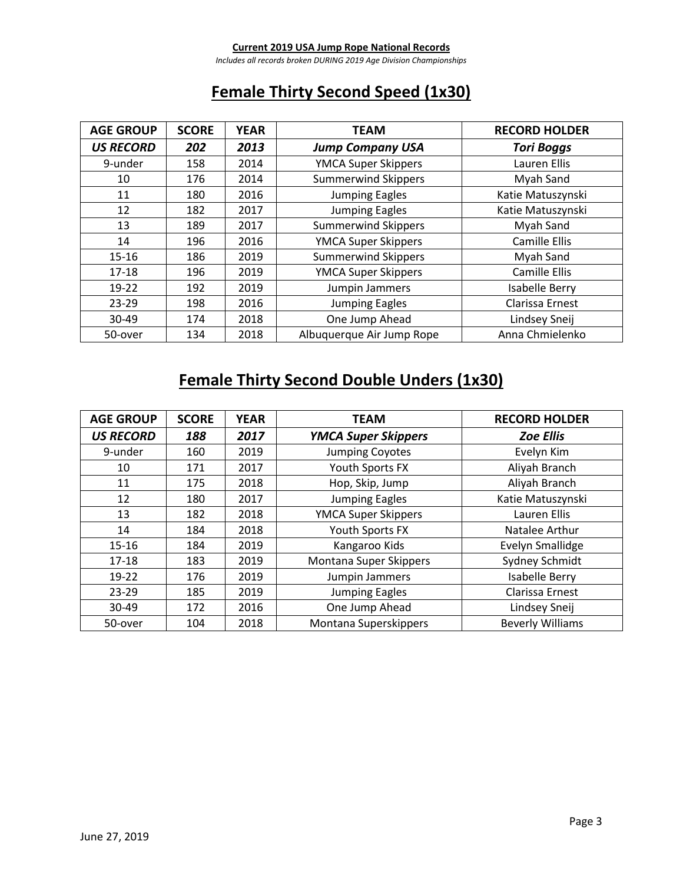**Current 2019 USA Jump Rope National Records**

*Includes all records broken DURING 2019 Age Division Championships*

## Female Thirty Second Speed (1x30)

| AGE GROUP | SCORE | YEAR | TEAM | RECORD HOLDER |
|---|---|---|---|---|
| ***US RECORD*** | ***202*** | ***2013*** | ***Jump Company USA*** | ***Tori Boggs*** |
| 9-under | 158 | 2014 | YMCA Super Skippers | Lauren Ellis |
| 10 | 176 | 2014 | Summerwind Skippers | Myah Sand |
| 11 | 180 | 2016 | Jumping Eagles | Katie Matuszynski |
| 12 | 182 | 2017 | Jumping Eagles | Katie Matuszynski |
| 13 | 189 | 2017 | Summerwind Skippers | Myah Sand |
| 14 | 196 | 2016 | YMCA Super Skippers | Camille Ellis |
| 15-16 | 186 | 2019 | Summerwind Skippers | Myah Sand |
| 17-18 | 196 | 2019 | YMCA Super Skippers | Camille Ellis |
| 19-22 | 192 | 2019 | Jumpin Jammers | Isabelle Berry |
| 23-29 | 198 | 2016 | Jumping Eagles | Clarissa Ernest |
| 30-49 | 174 | 2018 | One Jump Ahead | Lindsey Sneij |
| 50-over | 134 | 2018 | Albuquerque Air Jump Rope | Anna Chmielenko |

## Female Thirty Second Double Unders (1x30)

| AGE GROUP | SCORE | YEAR | TEAM | RECORD HOLDER |
|---|---|---|---|---|
| ***US RECORD*** | ***188*** | ***2017*** | ***YMCA Super Skippers*** | ***Zoe Ellis*** |
| 9-under | 160 | 2019 | Jumping Coyotes | Evelyn Kim |
| 10 | 171 | 2017 | Youth Sports FX | Aliyah Branch |
| 11 | 175 | 2018 | Hop, Skip, Jump | Aliyah Branch |
| 12 | 180 | 2017 | Jumping Eagles | Katie Matuszynski |
| 13 | 182 | 2018 | YMCA Super Skippers | Lauren Ellis |
| 14 | 184 | 2018 | Youth Sports FX | Natalee Arthur |
| 15-16 | 184 | 2019 | Kangaroo Kids | Evelyn Smallidge |
| 17-18 | 183 | 2019 | Montana Super Skippers | Sydney Schmidt |
| 19-22 | 176 | 2019 | Jumpin Jammers | Isabelle Berry |
| 23-29 | 185 | 2019 | Jumping Eagles | Clarissa Ernest |
| 30-49 | 172 | 2016 | One Jump Ahead | Lindsey Sneij |
| 50-over | 104 | 2018 | Montana Superskippers | Beverly Williams |

June 27, 2019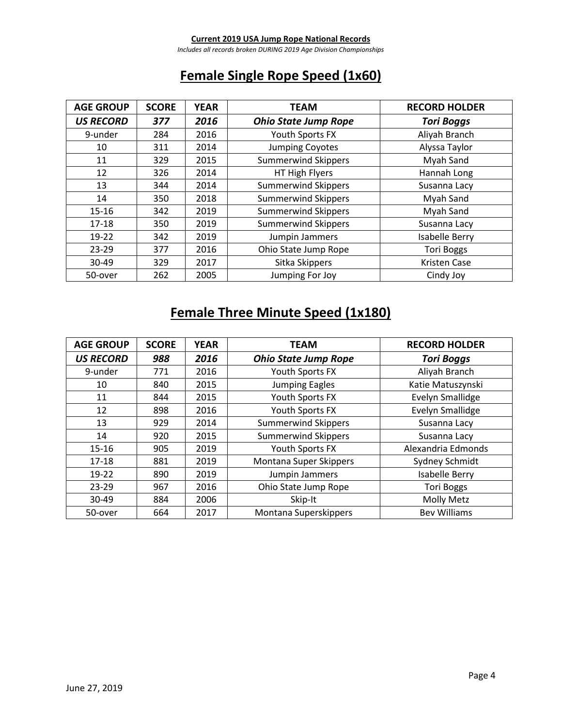**Current 2019 USA Jump Rope National Records**

*Includes all records broken DURING 2019 Age Division Championships*

## Female Single Rope Speed (1x60)

| AGE GROUP | SCORE | YEAR | TEAM | RECORD HOLDER |
|---|---|---|---|---|
| ***US RECORD*** | ***377*** | ***2016*** | ***Ohio State Jump Rope*** | ***Tori Boggs*** |
| 9-under | 284 | 2016 | Youth Sports FX | Aliyah Branch |
| 10 | 311 | 2014 | Jumping Coyotes | Alyssa Taylor |
| 11 | 329 | 2015 | Summerwind Skippers | Myah Sand |
| 12 | 326 | 2014 | HT High Flyers | Hannah Long |
| 13 | 344 | 2014 | Summerwind Skippers | Susanna Lacy |
| 14 | 350 | 2018 | Summerwind Skippers | Myah Sand |
| 15-16 | 342 | 2019 | Summerwind Skippers | Myah Sand |
| 17-18 | 350 | 2019 | Summerwind Skippers | Susanna Lacy |
| 19-22 | 342 | 2019 | Jumpin Jammers | Isabelle Berry |
| 23-29 | 377 | 2016 | Ohio State Jump Rope | Tori Boggs |
| 30-49 | 329 | 2017 | Sitka Skippers | Kristen Case |
| 50-over | 262 | 2005 | Jumping For Joy | Cindy Joy |

## Female Three Minute Speed (1x180)

| AGE GROUP | SCORE | YEAR | TEAM | RECORD HOLDER |
|---|---|---|---|---|
| ***US RECORD*** | ***988*** | ***2016*** | ***Ohio State Jump Rope*** | ***Tori Boggs*** |
| 9-under | 771 | 2016 | Youth Sports FX | Aliyah Branch |
| 10 | 840 | 2015 | Jumping Eagles | Katie Matuszynski |
| 11 | 844 | 2015 | Youth Sports FX | Evelyn Smallidge |
| 12 | 898 | 2016 | Youth Sports FX | Evelyn Smallidge |
| 13 | 929 | 2014 | Summerwind Skippers | Susanna Lacy |
| 14 | 920 | 2015 | Summerwind Skippers | Susanna Lacy |
| 15-16 | 905 | 2019 | Youth Sports FX | Alexandria Edmonds |
| 17-18 | 881 | 2019 | Montana Super Skippers | Sydney Schmidt |
| 19-22 | 890 | 2019 | Jumpin Jammers | Isabelle Berry |
| 23-29 | 967 | 2016 | Ohio State Jump Rope | Tori Boggs |
| 30-49 | 884 | 2006 | Skip-It | Molly Metz |
| 50-over | 664 | 2017 | Montana Superskippers | Bev Williams |

June 27, 2019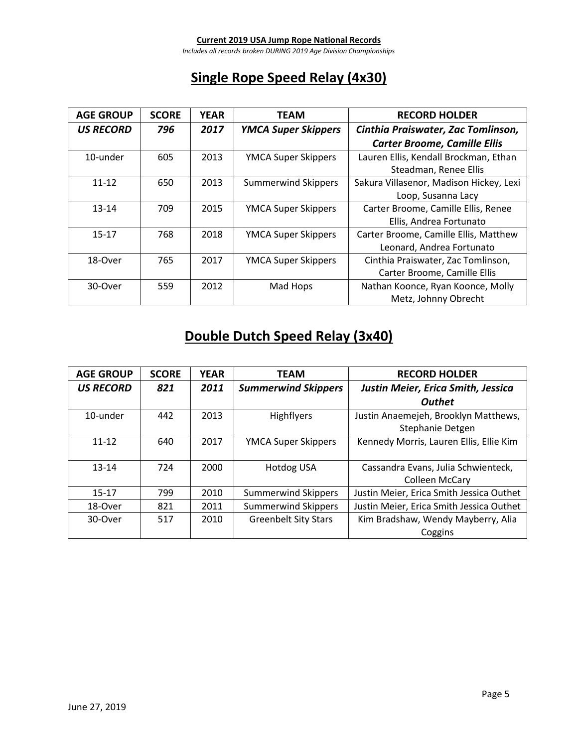**Current 2019 USA Jump Rope National Records**

*Includes all records broken DURING 2019 Age Division Championships*

# Single Rope Speed Relay (4x30)

| AGE GROUP | SCORE | YEAR | TEAM | RECORD HOLDER |
|---|---|---|---|---|
| ***US RECORD*** | ***796*** | ***2017*** | ***YMCA Super Skippers*** | ***Cinthia Praiswater, Zac Tomlinson, Carter Broome, Camille Ellis*** |
| 10-under | 605 | 2013 | YMCA Super Skippers | Lauren Ellis, Kendall Brockman, Ethan Steadman, Renee Ellis |
| 11-12 | 650 | 2013 | Summerwind Skippers | Sakura Villasenor, Madison Hickey, Lexi Loop, Susanna Lacy |
| 13-14 | 709 | 2015 | YMCA Super Skippers | Carter Broome, Camille Ellis, Renee Ellis, Andrea Fortunato |
| 15-17 | 768 | 2018 | YMCA Super Skippers | Carter Broome, Camille Ellis, Matthew Leonard, Andrea Fortunato |
| 18-Over | 765 | 2017 | YMCA Super Skippers | Cinthia Praiswater, Zac Tomlinson, Carter Broome, Camille Ellis |
| 30-Over | 559 | 2012 | Mad Hops | Nathan Koonce, Ryan Koonce, Molly Metz, Johnny Obrecht |

# Double Dutch Speed Relay (3x40)

| AGE GROUP | SCORE | YEAR | TEAM | RECORD HOLDER |
|---|---|---|---|---|
| ***US RECORD*** | ***821*** | ***2011*** | ***Summerwind Skippers*** | ***Justin Meier, Erica Smith, Jessica Outhet*** |
| 10-under | 442 | 2013 | Highflyers | Justin Anaemejeh, Brooklyn Matthews, Stephanie Detgen |
| 11-12 | 640 | 2017 | YMCA Super Skippers | Kennedy Morris, Lauren Ellis, Ellie Kim |
| 13-14 | 724 | 2000 | Hotdog USA | Cassandra Evans, Julia Schwienteck, Colleen McCary |
| 15-17 | 799 | 2010 | Summerwind Skippers | Justin Meier, Erica Smith Jessica Outhet |
| 18-Over | 821 | 2011 | Summerwind Skippers | Justin Meier, Erica Smith Jessica Outhet |
| 30-Over | 517 | 2010 | Greenbelt Sity Stars | Kim Bradshaw, Wendy Mayberry, Alia Coggins |

June 27, 2019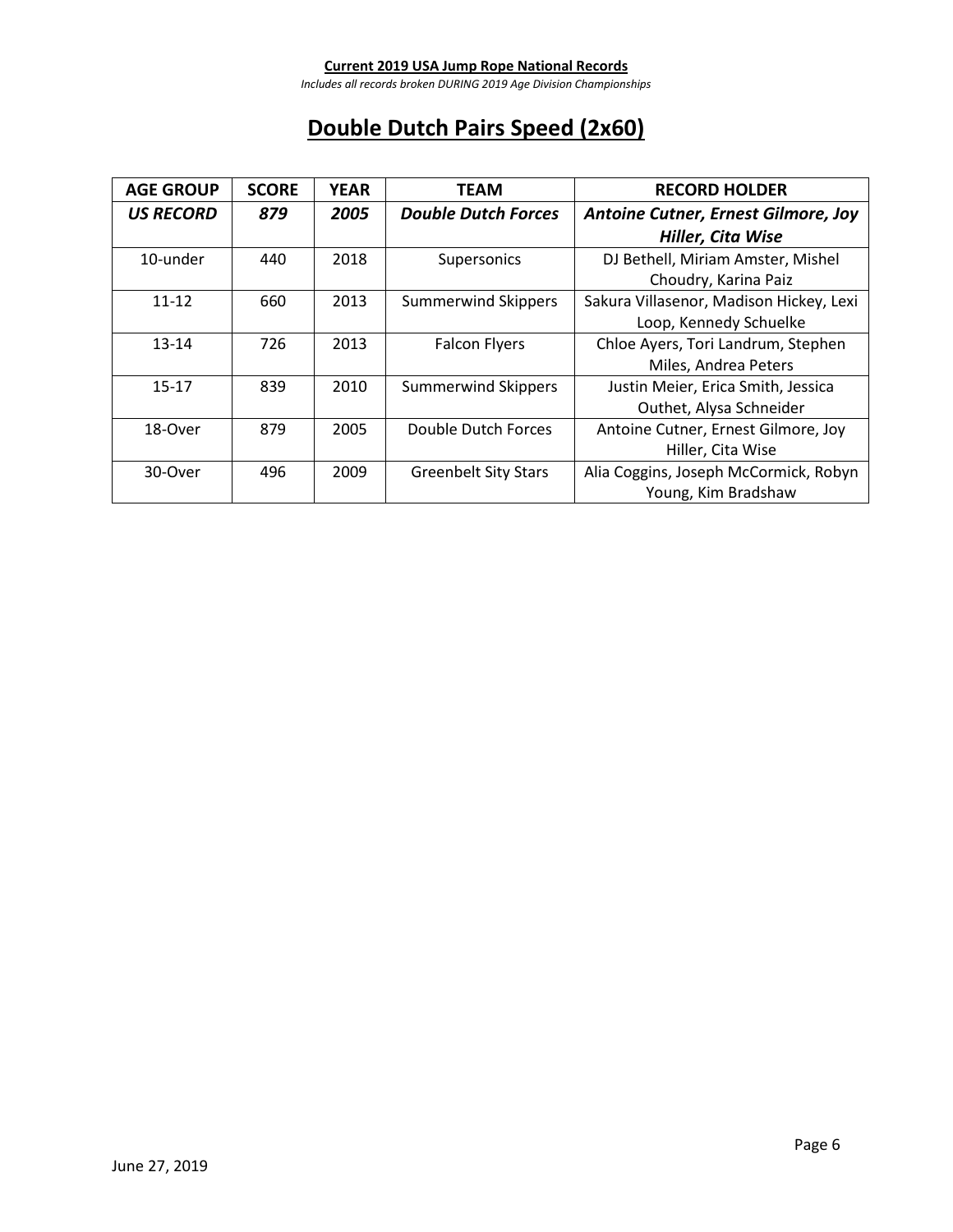**Current 2019 USA Jump Rope National Records**

*Includes all records broken DURING 2019 Age Division Championships*

# Double Dutch Pairs Speed (2x60)

| AGE GROUP | SCORE | YEAR | TEAM | RECORD HOLDER |
|---|---|---|---|---|
| ***US RECORD*** | ***879*** | ***2005*** | ***Double Dutch Forces*** | ***Antoine Cutner, Ernest Gilmore, Joy Hiller, Cita Wise*** |
| 10-under | 440 | 2018 | Supersonics | DJ Bethell, Miriam Amster, Mishel Choudry, Karina Paiz |
| 11-12 | 660 | 2013 | Summerwind Skippers | Sakura Villasenor, Madison Hickey, Lexi Loop, Kennedy Schuelke |
| 13-14 | 726 | 2013 | Falcon Flyers | Chloe Ayers, Tori Landrum, Stephen Miles, Andrea Peters |
| 15-17 | 839 | 2010 | Summerwind Skippers | Justin Meier, Erica Smith, Jessica Outhet, Alysa Schneider |
| 18-Over | 879 | 2005 | Double Dutch Forces | Antoine Cutner, Ernest Gilmore, Joy Hiller, Cita Wise |
| 30-Over | 496 | 2009 | Greenbelt Sity Stars | Alia Coggins, Joseph McCormick, Robyn Young, Kim Bradshaw |

June 27, 2019